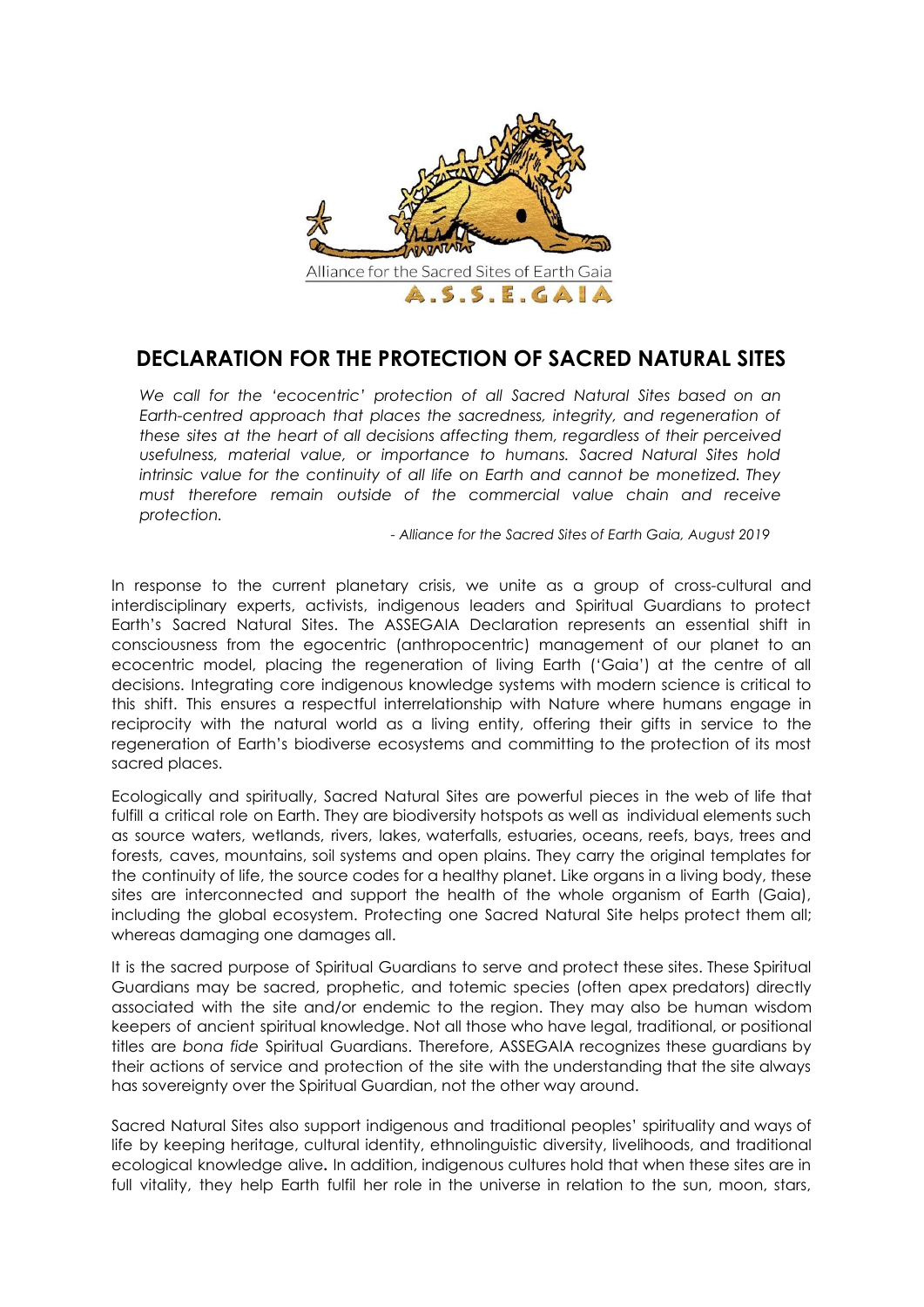Alliance for the Sacred Sites of Earth Gaia

A.S.S.E.GAIA

# DECLARATION FOR THE PROTECTION OF SACRED NATURAL SITES

*We call for the 'ecocentric' protection of all Sacred Natural Sites based on an Earth-centred approach that places the sacredness, integrity, and regeneration of these sites at the heart of all decisions affecting them, regardless of their perceived usefulness, material value, or importance to humans. Sacred Natural Sites hold intrinsic value for the continuity of all life on Earth and cannot be monetized. They must therefore remain outside of the commercial value chain and receive protection.*

*- Alliance for the Sacred Sites of Earth Gaia, August 2019*

In response to the current planetary crisis, we unite as a group of cross-cultural and interdisciplinary experts, activists, indigenous leaders and Spiritual Guardians to protect Earth's Sacred Natural Sites. The ASSEGAIA Declaration represents an essential shift in consciousness from the egocentric (anthropocentric) management of our planet to an ecocentric model, placing the regeneration of living Earth ('Gaia') at the centre of all decisions. Integrating core indigenous knowledge systems with modern science is critical to this shift. This ensures a respectful interrelationship with Nature where humans engage in reciprocity with the natural world as a living entity, offering their gifts in service to the regeneration of Earth's biodiverse ecosystems and committing to the protection of its most sacred places.

Ecologically and spiritually, Sacred Natural Sites are powerful pieces in the web of life that fulfill a critical role on Earth. They are biodiversity hotspots as well as individual elements such as source waters, wetlands, rivers, lakes, waterfalls, estuaries, oceans, reefs, bays, trees and forests, caves, mountains, soil systems and open plains. They carry the original templates for the continuity of life, the source codes for a healthy planet. Like organs in a living body, these sites are interconnected and support the health of the whole organism of Earth (Gaia), including the global ecosystem. Protecting one Sacred Natural Site helps protect them all; whereas damaging one damages all.

It is the sacred purpose of Spiritual Guardians to serve and protect these sites. These Spiritual Guardians may be sacred, prophetic, and totemic species (often apex predators) directly associated with the site and/or endemic to the region. They may also be human wisdom keepers of ancient spiritual knowledge. Not all those who have legal, traditional, or positional titles are *bona fide* Spiritual Guardians. Therefore, ASSEGAIA recognizes these guardians by their actions of service and protection of the site with the understanding that the site always has sovereignty over the Spiritual Guardian, not the other way around.

Sacred Natural Sites also support indigenous and traditional peoples' spirituality and ways of life by keeping heritage, cultural identity, ethnolinguistic diversity, livelihoods, and traditional ecological knowledge alive**.** In addition, indigenous cultures hold that when these sites are in full vitality, they help Earth fulfil her role in the universe in relation to the sun, moon, stars,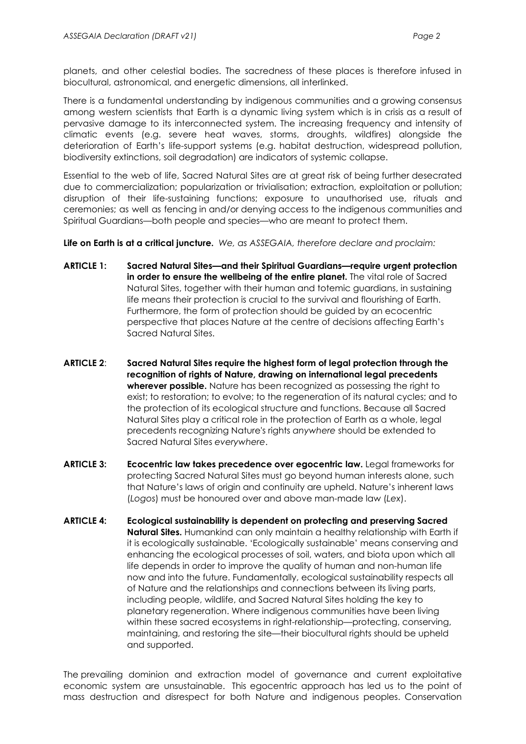planets, and other celestial bodies. The sacredness of these places is therefore infused in biocultural, astronomical, and energetic dimensions, all interlinked.

There is a fundamental understanding by indigenous communities and a growing consensus among western scientists that Earth is a dynamic living system which is in crisis as a result of pervasive damage to its interconnected system. The increasing frequency and intensity of climatic events (e.g. severe heat waves, storms, droughts, wildfires) alongside the deterioration of Earth's life-support systems (e.g. habitat destruction, widespread pollution, biodiversity extinctions, soil degradation) are indicators of systemic collapse.

Essential to the web of life, Sacred Natural Sites are at great risk of being further desecrated due to commercialization; popularization or trivialisation; extraction, exploitation or pollution; disruption of their life-sustaining functions; exposure to unauthorised use, rituals and ceremonies; as well as fencing in and/or denying access to the indigenous communities and Spiritual Guardians—both people and species—who are meant to protect them.

**Life on Earth is at a critical juncture.** *We, as ASSEGAIA, therefore declare and proclaim:*

**ARTICLE 1: Sacred Natural Sites—and their Spiritual Guardians—require urgent protection in order to ensure the wellbeing of the entire planet.** The vital role of Sacred Natural Sites, together with their human and totemic guardians, in sustaining life means their protection is crucial to the survival and flourishing of Earth. Furthermore, the form of protection should be guided by an ecocentric perspective that places Nature at the centre of decisions affecting Earth's Sacred Natural Sites.

**ARTICLE 2: Sacred Natural Sites require the highest form of legal protection through the recognition of rights of Nature, drawing on international legal precedents wherever possible.** Nature has been recognized as possessing the right to exist; to restoration; to evolve; to the regeneration of its natural cycles; and to the protection of its ecological structure and functions. Because all Sacred Natural Sites play a critical role in the protection of Earth as a whole, legal precedents recognizing Nature's rights *anywhere* should be extended to Sacred Natural Sites *everywhere*.

**ARTICLE 3: Ecocentric law takes precedence over egocentric law.** Legal frameworks for protecting Sacred Natural Sites must go beyond human interests alone, such that Nature's laws of origin and continuity are upheld. Nature's inherent laws (*Logos*) must be honoured over and above man-made law (*Lex*).

**ARTICLE 4: Ecological sustainability is dependent on protecting and preserving Sacred Natural Sites.** Humankind can only maintain a healthy relationship with Earth if it is ecologically sustainable. 'Ecologically sustainable' means conserving and enhancing the ecological processes of soil, waters, and biota upon which all life depends in order to improve the quality of human and non-human life now and into the future. Fundamentally, ecological sustainability respects all of Nature and the relationships and connections between its living parts, including people, wildlife, and Sacred Natural Sites holding the key to planetary regeneration. Where indigenous communities have been living within these sacred ecosystems in right-relationship—protecting, conserving, maintaining, and restoring the site—their biocultural rights should be upheld and supported.

The prevailing dominion and extraction model of governance and current exploitative economic system are unsustainable. This egocentric approach has led us to the point of mass destruction and disrespect for both Nature and indigenous peoples. Conservation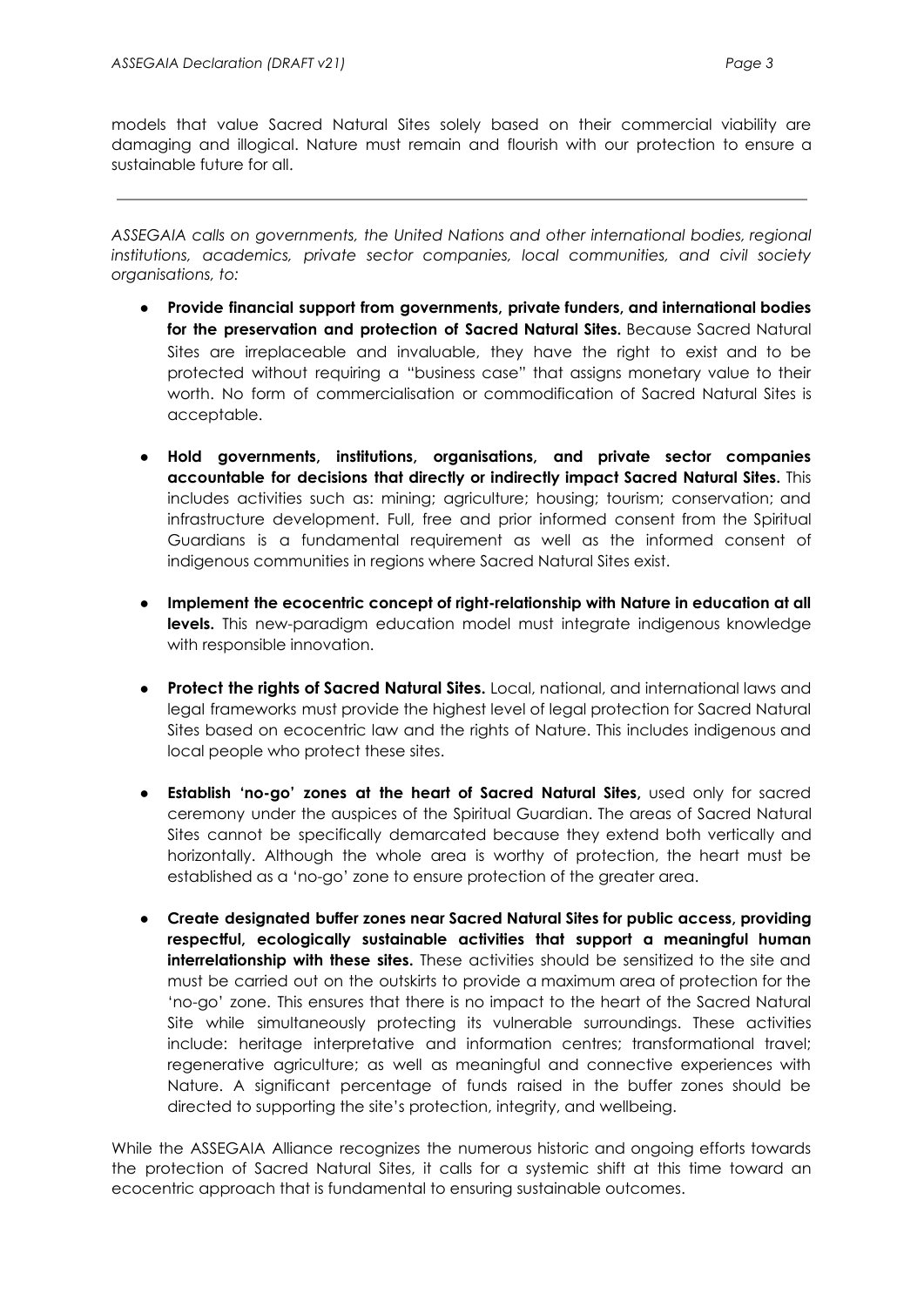models that value Sacred Natural Sites solely based on their commercial viability are damaging and illogical. Nature must remain and flourish with our protection to ensure a sustainable future for all.

---

*ASSEGAIA calls on governments, the United Nations and other international bodies, regional institutions, academics, private sector companies, local communities, and civil society organisations, to:*

- **Provide financial support from governments, private funders, and international bodies for the preservation and protection of Sacred Natural Sites.** Because Sacred Natural Sites are irreplaceable and invaluable, they have the right to exist and to be protected without requiring a "business case" that assigns monetary value to their worth. No form of commercialisation or commodification of Sacred Natural Sites is acceptable.

- **Hold governments, institutions, organisations, and private sector companies accountable for decisions that directly or indirectly impact Sacred Natural Sites.** This includes activities such as: mining; agriculture; housing; tourism; conservation; and infrastructure development. Full, free and prior informed consent from the Spiritual Guardians is a fundamental requirement as well as the informed consent of indigenous communities in regions where Sacred Natural Sites exist.

- **Implement the ecocentric concept of right-relationship with Nature in education at all levels.** This new-paradigm education model must integrate indigenous knowledge with responsible innovation.

- **Protect the rights of Sacred Natural Sites.** Local, national, and international laws and legal frameworks must provide the highest level of legal protection for Sacred Natural Sites based on ecocentric law and the rights of Nature. This includes indigenous and local people who protect these sites.

- **Establish 'no-go' zones at the heart of Sacred Natural Sites,** used only for sacred ceremony under the auspices of the Spiritual Guardian. The areas of Sacred Natural Sites cannot be specifically demarcated because they extend both vertically and horizontally. Although the whole area is worthy of protection, the heart must be established as a 'no-go' zone to ensure protection of the greater area.

- **Create designated buffer zones near Sacred Natural Sites for public access, providing respectful, ecologically sustainable activities that support a meaningful human interrelationship with these sites.** These activities should be sensitized to the site and must be carried out on the outskirts to provide a maximum area of protection for the 'no-go' zone. This ensures that there is no impact to the heart of the Sacred Natural Site while simultaneously protecting its vulnerable surroundings. These activities include: heritage interpretative and information centres; transformational travel; regenerative agriculture; as well as meaningful and connective experiences with Nature. A significant percentage of funds raised in the buffer zones should be directed to supporting the site's protection, integrity, and wellbeing.

While the ASSEGAIA Alliance recognizes the numerous historic and ongoing efforts towards the protection of Sacred Natural Sites, it calls for a systemic shift at this time toward an ecocentric approach that is fundamental to ensuring sustainable outcomes.